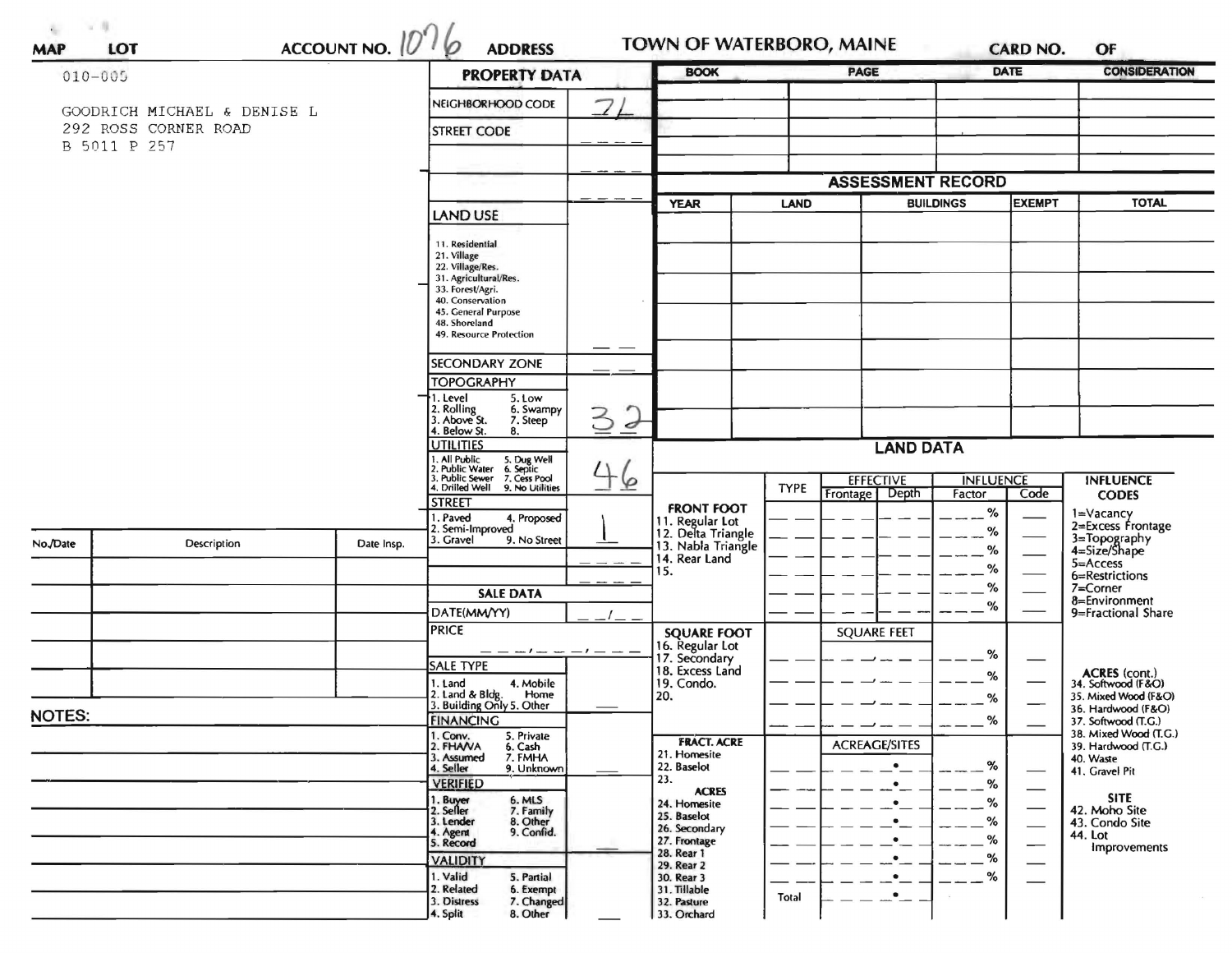MAP LOT ACCOUNT NO. 1076 ADDRESS **TOWN OF WATERBORO, MAINE** CARD NO. OF

010-005

GOODRICH MICHAEL & DENISE L
292 ROSS CORNER ROAD
B 5011 P 257

## PROPERTY DATA

| | |
|---|---|
| NEIGHBORHOOD CODE | 7L |
| STREET CODE | |
| LAND USE<br>11. Residential<br>21. Village<br>22. Village/Res.<br>31. Agricultural/Res.<br>33. Forest/Agri.<br>40. Conservation<br>45. General Purpose<br>48. Shoreland<br>49. Resource Protection | |
| SECONDARY ZONE | |
| TOPOGRAPHY<br>1. Level 5. Low<br>2. Rolling 6. Swampy<br>3. Above St. 7. Steep<br>4. Below St. 8. | 3 2 |
| UTILITIES<br>1. All Public 5. Dug Well<br>2. Public Water 6. Septic<br>3. Public Sewer 7. Cess Pool<br>4. Drilled Well 9. No Utilities | 4 6 |
| STREET<br>1. Paved 4. Proposed<br>2. Semi-Improved<br>3. Gravel 9. No Street | 1 |

## SALE DATA

| | |
|---|---|
| DATE(MM/YY) | / |
| PRICE | , , |
| SALE TYPE<br>1. Land 4. Mobile Home<br>2. Land & Bldg.<br>3. Building Only 5. Other | |
| FINANCING<br>1. Conv. 5. Private<br>2. FHA/VA 6. Cash<br>3. Assumed 7. FMHA<br>4. Seller 9. Unknown | |
| VERIFIED<br>1. Buyer 6. MLS<br>2. Seller 7. Family<br>3. Lender 8. Other<br>4. Agent 9. Confid.<br>5. Record | |
| VALIDITY<br>1. Valid 5. Partial<br>2. Related 6. Exempt<br>3. Distress 7. Changed<br>4. Split 8. Other | |

| BOOK | PAGE | DATE | CONSIDERATION |
|---|---|---|---|
| | | | |
| | | | |
| | | | |
| | | | |

## ASSESSMENT RECORD

| YEAR | LAND | BUILDINGS | EXEMPT | TOTAL |
|---|---|---|---|---|
| | | | | |
| | | | | |
| | | | | |
| | | | | |
| | | | | |
| | | | | |
| | | | | |

## LAND DATA

| | TYPE | EFFECTIVE Frontage | EFFECTIVE Depth | INFLUENCE Factor | INFLUENCE Code |
|---|---|---|---|---|---|
| FRONT FOOT<br>11. Regular Lot<br>12. Delta Triangle<br>13. Nabla Triangle<br>14. Rear Land<br>15. | | | | % | |
| SQUARE FOOT<br>16. Regular Lot<br>17. Secondary<br>18. Excess Land<br>19. Condo.<br>20. | | SQUARE FEET | | % | |
| FRACT. ACRE<br>21. Homesite<br>22. Baselot<br>23.<br>ACRES<br>24. Homesite<br>25. Baselot<br>26. Secondary<br>27. Frontage<br>28. Rear 1<br>29. Rear 2<br>30. Rear 3<br>31. Tillable<br>32. Pasture<br>33. Orchard | | ACREAGE/SITES | | % | |
| | Total | | | | |

**INFLUENCE CODES**
1=Vacancy
2=Excess Frontage
3=Topography
4=Size/Shape
5=Access
6=Restrictions
7=Corner
8=Environment
9=Fractional Share

**ACRES (cont.)**
34. Softwood (F&O)
35. Mixed Wood (F&O)
36. Hardwood (F&O)
37. Softwood (T.G.)
38. Mixed Wood (T.G.)
39. Hardwood (T.G.)
40. Waste
41. Gravel Pit

**SITE**
42. Moho Site
43. Condo Site
44. Lot Improvements

| No./Date | Description | Date Insp. |
|---|---|---|
| | | |
| | | |
| | | |
| | | |
| | | |

NOTES: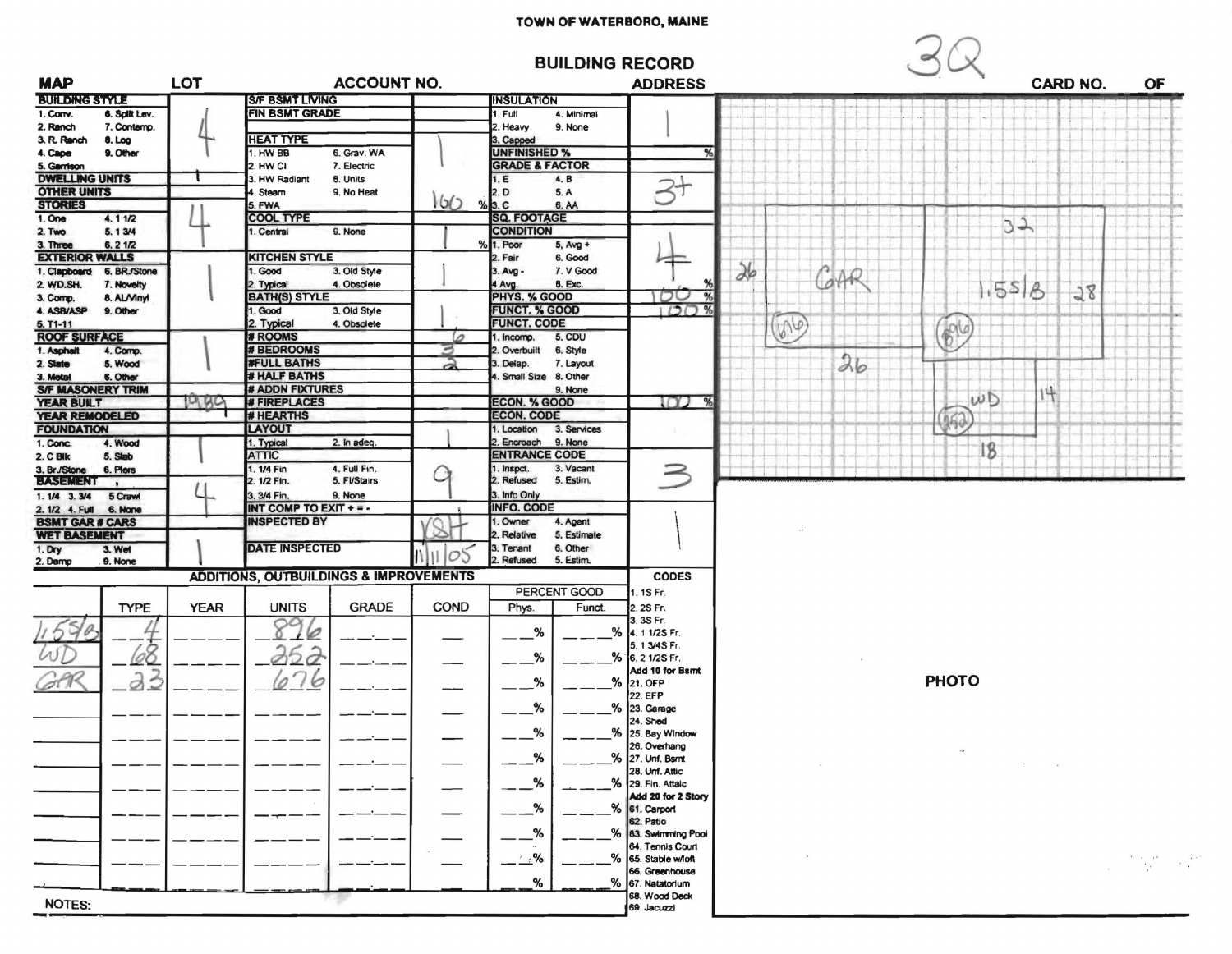TOWN OF WATERBORO, MAINE

# BUILDING RECORD

3Q

MAP | LOT | ACCOUNT NO. | ADDRESS | CARD NO. | OF

| Field | Value | Field | Value | Field | Value |
|---|---|---|---|---|---|
| **BUILDING STYLE** 1. Conv. 2. Ranch 3. R. Ranch 4. Cape 5. Garrison 6. Split Lev. 7. Contemp. 8. Log 9. Other | 4 | **S/F BSMT LIVING** | | **INSULATION** 1. Full 2. Heavy 3. Capped 4. Minimal 9. None | 1 |
| **DWELLING UNITS** | 1 | **FIN BSMT GRADE** | | **UNFINISHED %** | % |
| **OTHER UNITS** | | **HEAT TYPE** 1. HW BB 2. HW CI 3. HW Radiant 4. Steam 5. FWA 6. Grav. WA 7. Electric 8. Units 9. No Heat | 1 | **GRADE & FACTOR** 1. E 2. D 3. C 4. B 5. A 6. AA | 3+ 160 % |
| **STORIES** 1. One 2. Two 3. Three 4. 1 1/2 5. 1 3/4 6. 2 1/2 | 4 | **COOL TYPE** 1. Central 9. None | 1 % | **SQ. FOOTAGE** | |
| **EXTERIOR WALLS** 1. Clapboard 2. WD.SH. 3. Comp. 4. ASB/ASP 5. T1-11 6. BR/Stone 7. Novelty 8. AL/Vinyl 9. Other | 1 | **KITCHEN STYLE** 1. Good 2. Typical 3. Old Style 4. Obsolete | 1 | **CONDITION** 1. Poor 2. Fair 3. Avg - 4 Avg. 5. Avg + 6. Good 7. V Good 8. Exc. | 4 |
| | | **BATH(S) STYLE** 1. Good 2. Typical 3. Old Style 4. Obsolete | 1 | **PHYS. % GOOD** | 100 % |
| | | | | **FUNCT. % GOOD** | 100 % |
| **ROOF SURFACE** 1. Asphalt 2. Slate 3. Metal 4. Comp. 5. Wood 6. Other | 1 | **# ROOMS** | 6 | **FUNCT. CODE** 1. Incomp. 2. Overbuilt 3. Delap. 4. Small Size 5. CDU 6. Style 7. Layout 8. Other 9. None | |
| | | **# BEDROOMS** | 3 | | |
| | | **#FULL BATHS** | 2 | | |
| | | **# HALF BATHS** | | | |
| **S/F MASONERY TRIM** | | **# ADDN FIXTURES** | | | |
| **YEAR BUILT** | 1989 | **# FIREPLACES** | | **ECON. % GOOD** | 100 % |
| **YEAR REMODELED** | | **# HEARTHS** | | **ECON. CODE** 1. Location 2. Encroach 3. Services 9. None | |
| **FOUNDATION** 1. Conc. 2. C Blk 3. Br./Stone 4. Wood 5. Slab 6. Piers | 1 | **LAYOUT** 1. Typical 2. In adeq. | 1 | | |
| **BASEMENT** 1. 1/4 2. 1/2 3. 3/4 4. Full 5 Crawl 6. None | 4 | **ATTIC** 1. 1/4 Fin 2. 1/2 Fin. 3. 3/4 Fin. 4. Full Fin. 5. Fl/Stairs 9. None | 9 | **ENTRANCE CODE** 1. Inspct. 2. Refused 3. Info Only 4. Vacant 5. Estim. | 3 |
| **BSMT GAR # CARS** | | **INT COMP TO EXIT + = -** | | **INFO. CODE** 1. Owner 2. Relative 3. Tenant 4. Agent 5. Estimate 6. Other | 1 |
| **WET BASEMENT** 1. Dry 2. Damp 3. Wet 9. None | 1 | **INSPECTED BY** | KSH | | |
| | | **DATE INSPECTED** | 11/11/05 | | |

## ADDITIONS, OUTBUILDINGS & IMPROVEMENTS

| | TYPE | YEAR | UNITS | GRADE | COND | PERCENT GOOD Phys. | Funct. |
|---|---|---|---|---|---|---|---|
| 1.5S/B | 4 | | 896 | | | % | % |
| WD | 68 | | 252 | | | % | % |
| GAR | 23 | | 676 | | | % | % |
| | | | | | | % | % |
| | | | | | | % | % |
| | | | | | | % | % |
| | | | | | | % | % |
| | | | | | | % | % |
| | | | | | | % | % |
| | | | | | | % | % |
| | | | | | | % | % |

**CODES**
1. 1S Fr.
2. 2S Fr.
3. 3S Fr.
4. 1 1/2S Fr.
5. 1 3/4S Fr.
6. 2 1/2S Fr.

**Add 10 for Bsmt**
21. OFP
22. EFP
23. Garage
24. Shed
25. Bay Window
26. Overhang
27. Unf. Bsmt
28. Unf. Attic
29. Fin. Attaic

**Add 20 for 2 Story**
61. Carport
62. Patio
63. Swimming Pool
64. Tennis Court
65. Stable w/loft
66. Greenhouse
67. Natatorium
68. Wood Deck
69. Jacuzzi

NOTES:

Sketch: GAR 26 × 26 (676); 1.5S/B 32 × 28 (896); WD 18 × 14 (252)

PHOTO